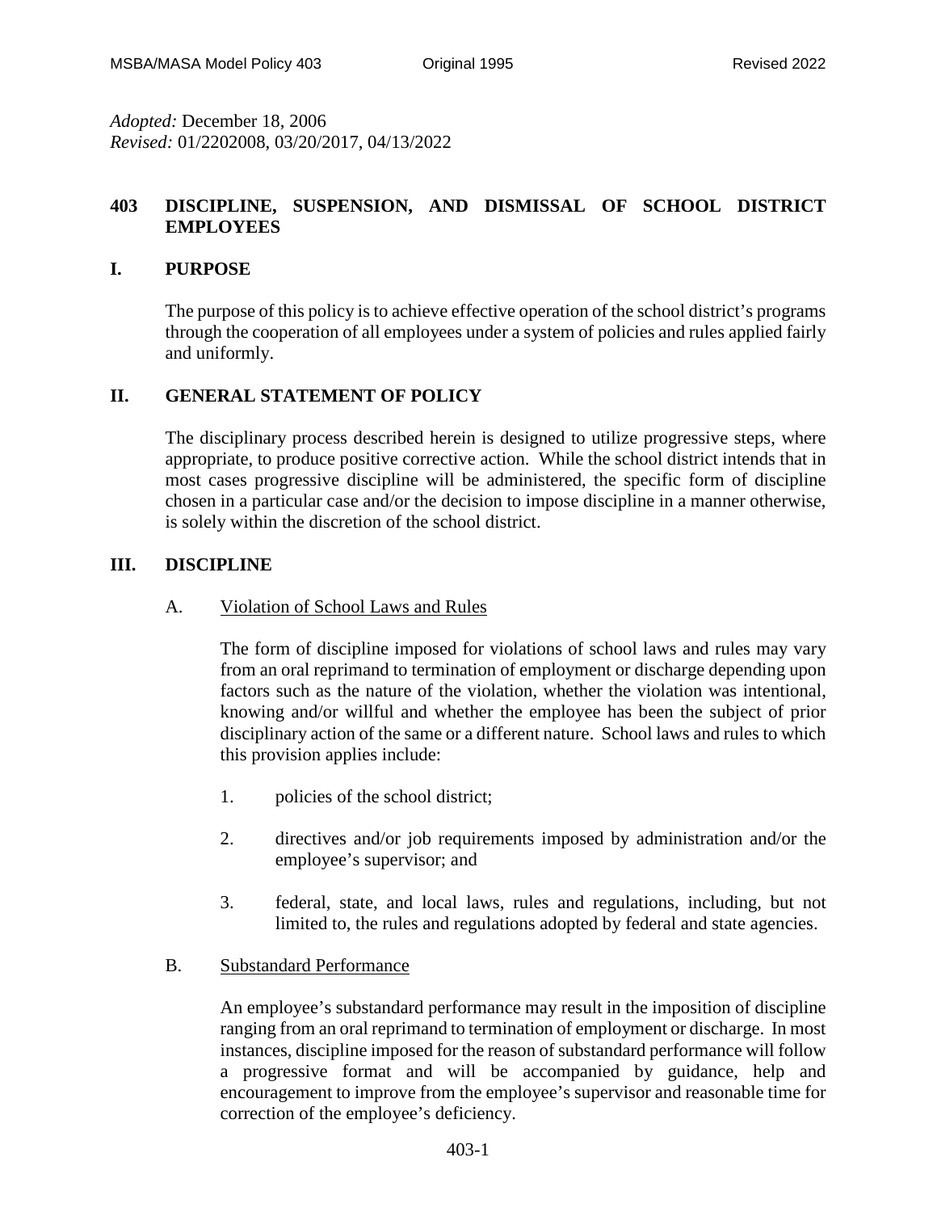*Adopted:* December 18, 2006
*Revised:* 01/2202008, 03/20/2017, 04/13/2022

# 403 DISCIPLINE, SUSPENSION, AND DISMISSAL OF SCHOOL DISTRICT EMPLOYEES

## I. PURPOSE

The purpose of this policy is to achieve effective operation of the school district's programs through the cooperation of all employees under a system of policies and rules applied fairly and uniformly.

## II. GENERAL STATEMENT OF POLICY

The disciplinary process described herein is designed to utilize progressive steps, where appropriate, to produce positive corrective action. While the school district intends that in most cases progressive discipline will be administered, the specific form of discipline chosen in a particular case and/or the decision to impose discipline in a manner otherwise, is solely within the discretion of the school district.

## III. DISCIPLINE

### A. Violation of School Laws and Rules

The form of discipline imposed for violations of school laws and rules may vary from an oral reprimand to termination of employment or discharge depending upon factors such as the nature of the violation, whether the violation was intentional, knowing and/or willful and whether the employee has been the subject of prior disciplinary action of the same or a different nature. School laws and rules to which this provision applies include:

1. policies of the school district;
2. directives and/or job requirements imposed by administration and/or the employee's supervisor; and
3. federal, state, and local laws, rules and regulations, including, but not limited to, the rules and regulations adopted by federal and state agencies.

### B. Substandard Performance

An employee's substandard performance may result in the imposition of discipline ranging from an oral reprimand to termination of employment or discharge. In most instances, discipline imposed for the reason of substandard performance will follow a progressive format and will be accompanied by guidance, help and encouragement to improve from the employee's supervisor and reasonable time for correction of the employee's deficiency.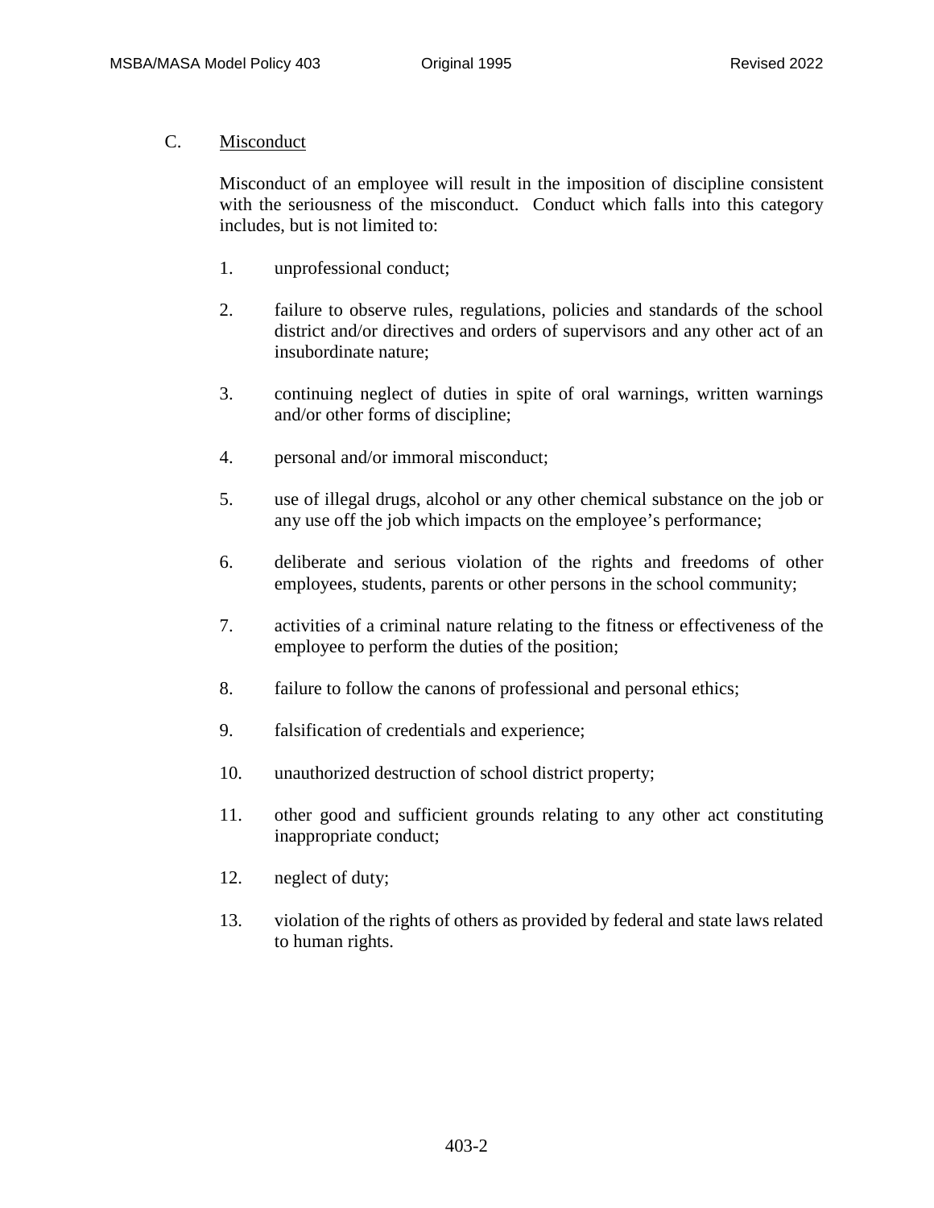C. Misconduct

Misconduct of an employee will result in the imposition of discipline consistent with the seriousness of the misconduct. Conduct which falls into this category includes, but is not limited to:

1. unprofessional conduct;

2. failure to observe rules, regulations, policies and standards of the school district and/or directives and orders of supervisors and any other act of an insubordinate nature;

3. continuing neglect of duties in spite of oral warnings, written warnings and/or other forms of discipline;

4. personal and/or immoral misconduct;

5. use of illegal drugs, alcohol or any other chemical substance on the job or any use off the job which impacts on the employee's performance;

6. deliberate and serious violation of the rights and freedoms of other employees, students, parents or other persons in the school community;

7. activities of a criminal nature relating to the fitness or effectiveness of the employee to perform the duties of the position;

8. failure to follow the canons of professional and personal ethics;

9. falsification of credentials and experience;

10. unauthorized destruction of school district property;

11. other good and sufficient grounds relating to any other act constituting inappropriate conduct;

12. neglect of duty;

13. violation of the rights of others as provided by federal and state laws related to human rights.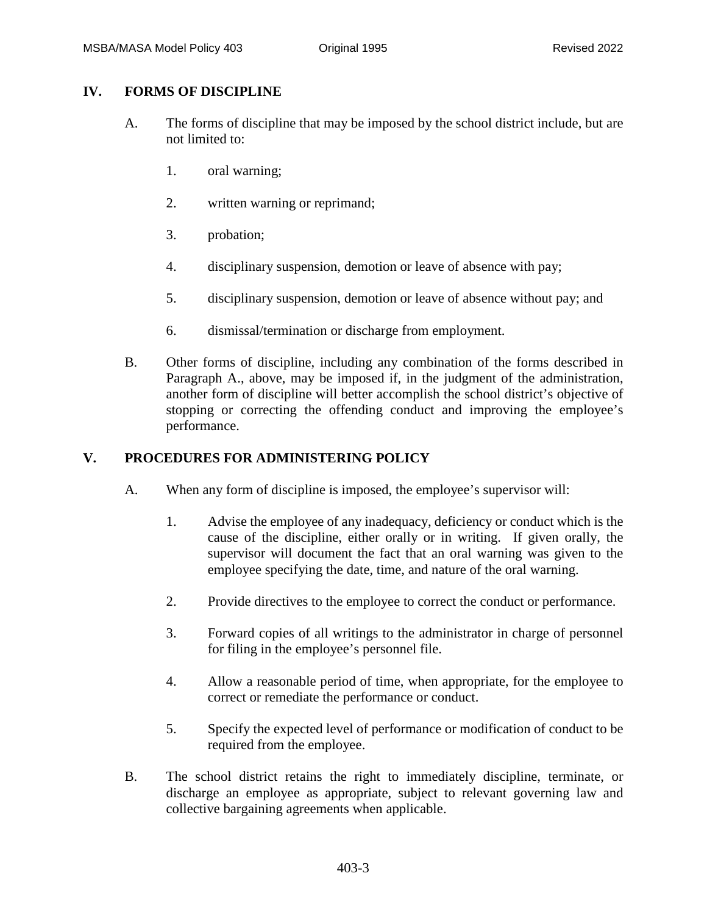## IV. FORMS OF DISCIPLINE

A. The forms of discipline that may be imposed by the school district include, but are not limited to:

1. oral warning;

2. written warning or reprimand;

3. probation;

4. disciplinary suspension, demotion or leave of absence with pay;

5. disciplinary suspension, demotion or leave of absence without pay; and

6. dismissal/termination or discharge from employment.

B. Other forms of discipline, including any combination of the forms described in Paragraph A., above, may be imposed if, in the judgment of the administration, another form of discipline will better accomplish the school district's objective of stopping or correcting the offending conduct and improving the employee's performance.

## V. PROCEDURES FOR ADMINISTERING POLICY

A. When any form of discipline is imposed, the employee's supervisor will:

1. Advise the employee of any inadequacy, deficiency or conduct which is the cause of the discipline, either orally or in writing. If given orally, the supervisor will document the fact that an oral warning was given to the employee specifying the date, time, and nature of the oral warning.

2. Provide directives to the employee to correct the conduct or performance.

3. Forward copies of all writings to the administrator in charge of personnel for filing in the employee's personnel file.

4. Allow a reasonable period of time, when appropriate, for the employee to correct or remediate the performance or conduct.

5. Specify the expected level of performance or modification of conduct to be required from the employee.

B. The school district retains the right to immediately discipline, terminate, or discharge an employee as appropriate, subject to relevant governing law and collective bargaining agreements when applicable.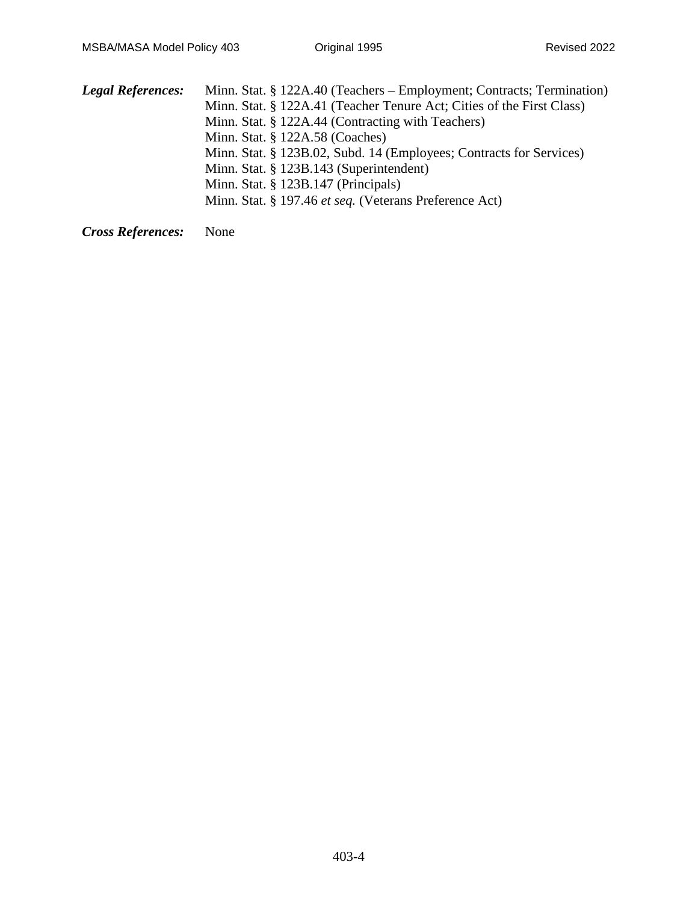***Legal References:*** Minn. Stat. § 122A.40 (Teachers – Employment; Contracts; Termination)
Minn. Stat. § 122A.41 (Teacher Tenure Act; Cities of the First Class)
Minn. Stat. § 122A.44 (Contracting with Teachers)
Minn. Stat. § 122A.58 (Coaches)
Minn. Stat. § 123B.02, Subd. 14 (Employees; Contracts for Services)
Minn. Stat. § 123B.143 (Superintendent)
Minn. Stat. § 123B.147 (Principals)
Minn. Stat. § 197.46 *et seq.* (Veterans Preference Act)

***Cross References:*** None